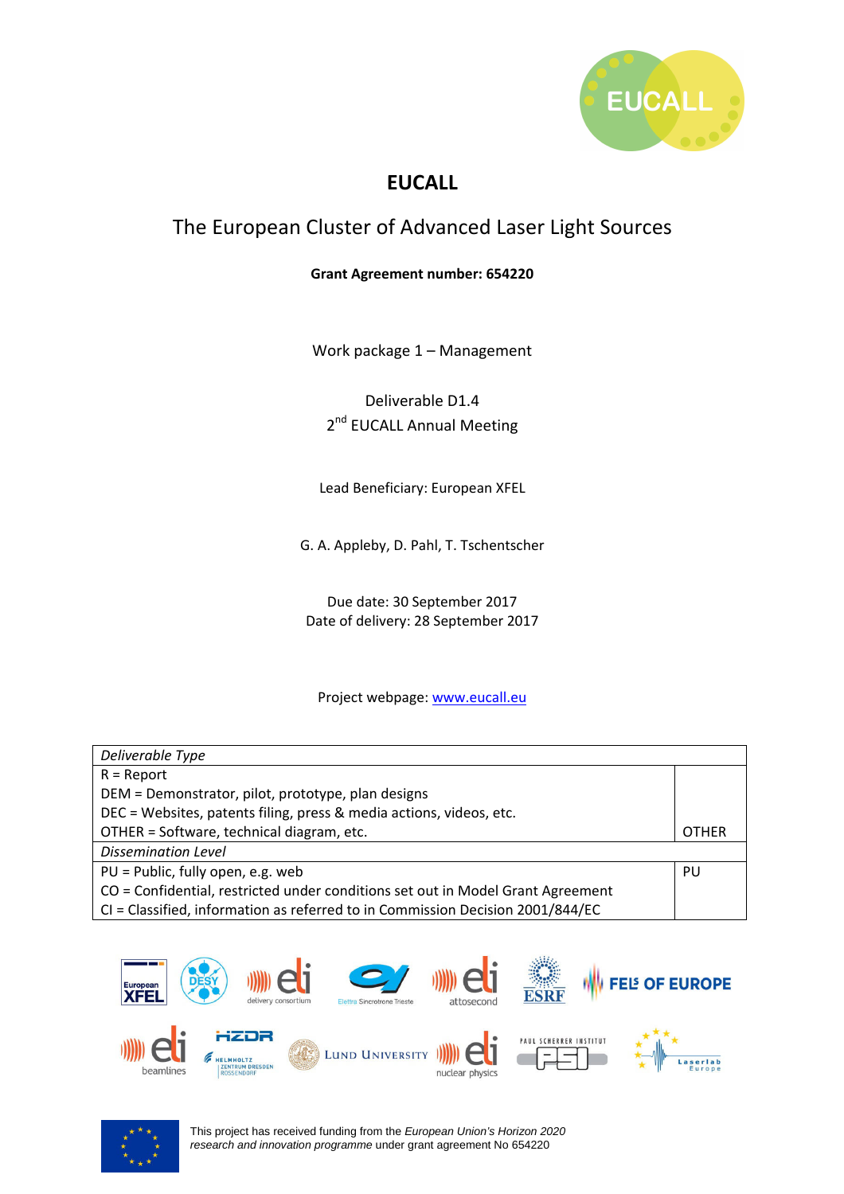# EUCALL

## The European Cluster of Advanced Laser Light Sources

**Grant Agreement number: 654220**

Work package 1 – Management

Deliverable D1.4
2nd EUCALL Annual Meeting

Lead Beneficiary: European XFEL

G. A. Appleby, D. Pahl, T. Tschentscher

Due date: 30 September 2017
Date of delivery: 28 September 2017

Project webpage: www.eucall.eu

| *Deliverable Type* | |
|---|---|
| R = Report<br>DEM = Demonstrator, pilot, prototype, plan designs<br>DEC = Websites, patents filing, press & media actions, videos, etc.<br>OTHER = Software, technical diagram, etc. | OTHER |
| *Dissemination Level* | |
| PU = Public, fully open, e.g. web<br>CO = Confidential, restricted under conditions set out in Model Grant Agreement<br>CI = Classified, information as referred to in Commission Decision 2001/844/EC | PU |

This project has received funding from the *European Union's Horizon 2020 research and innovation programme* under grant agreement No 654220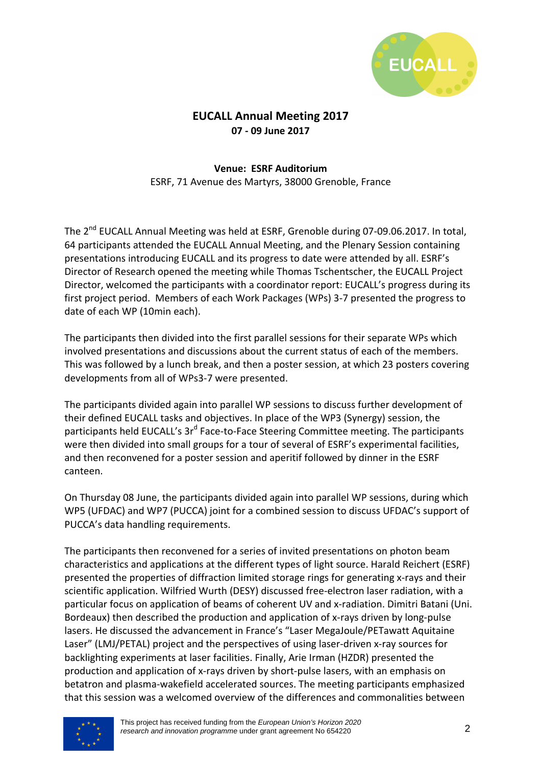# EUCALL Annual Meeting 2017

**07 - 09 June 2017**

**Venue: ESRF Auditorium**

ESRF, 71 Avenue des Martyrs, 38000 Grenoble, France

The 2nd EUCALL Annual Meeting was held at ESRF, Grenoble during 07-09.06.2017. In total, 64 participants attended the EUCALL Annual Meeting, and the Plenary Session containing presentations introducing EUCALL and its progress to date were attended by all. ESRF's Director of Research opened the meeting while Thomas Tschentscher, the EUCALL Project Director, welcomed the participants with a coordinator report: EUCALL's progress during its first project period. Members of each Work Packages (WPs) 3-7 presented the progress to date of each WP (10min each).

The participants then divided into the first parallel sessions for their separate WPs which involved presentations and discussions about the current status of each of the members. This was followed by a lunch break, and then a poster session, at which 23 posters covering developments from all of WPs3-7 were presented.

The participants divided again into parallel WP sessions to discuss further development of their defined EUCALL tasks and objectives. In place of the WP3 (Synergy) session, the participants held EUCALL's 3rd Face-to-Face Steering Committee meeting. The participants were then divided into small groups for a tour of several of ESRF's experimental facilities, and then reconvened for a poster session and aperitif followed by dinner in the ESRF canteen.

On Thursday 08 June, the participants divided again into parallel WP sessions, during which WP5 (UFDAC) and WP7 (PUCCA) joint for a combined session to discuss UFDAC's support of PUCCA's data handling requirements.

The participants then reconvened for a series of invited presentations on photon beam characteristics and applications at the different types of light source. Harald Reichert (ESRF) presented the properties of diffraction limited storage rings for generating x-rays and their scientific application. Wilfried Wurth (DESY) discussed free-electron laser radiation, with a particular focus on application of beams of coherent UV and x-radiation. Dimitri Batani (Uni. Bordeaux) then described the production and application of x-rays driven by long-pulse lasers. He discussed the advancement in France's "Laser MegaJoule/PETawatt Aquitaine Laser" (LMJ/PETAL) project and the perspectives of using laser-driven x-ray sources for backlighting experiments at laser facilities. Finally, Arie Irman (HZDR) presented the production and application of x-rays driven by short-pulse lasers, with an emphasis on betatron and plasma-wakefield accelerated sources. The meeting participants emphasized that this session was a welcomed overview of the differences and commonalities between

This project has received funding from the *European Union's Horizon 2020 research and innovation programme* under grant agreement No 654220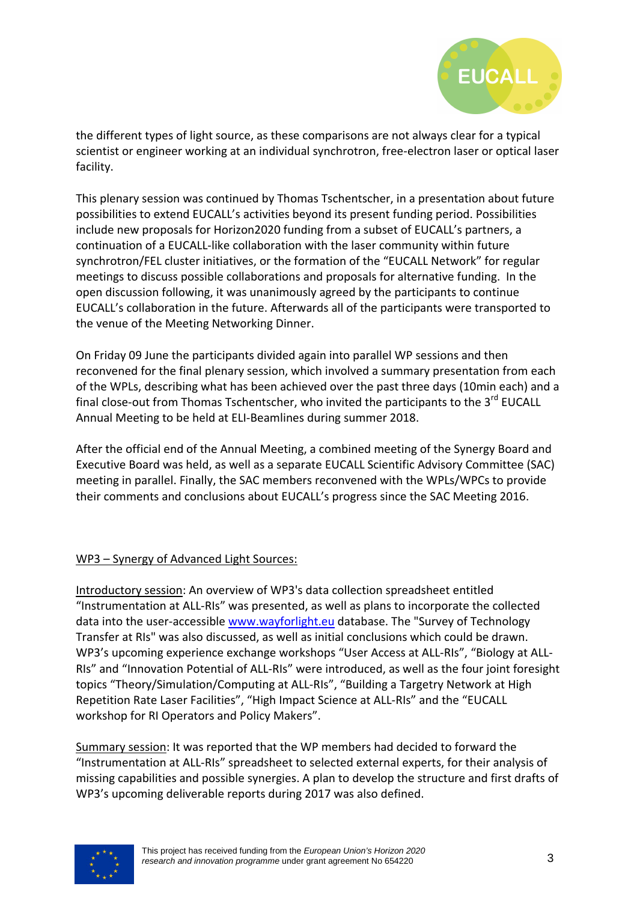the different types of light source, as these comparisons are not always clear for a typical scientist or engineer working at an individual synchrotron, free-electron laser or optical laser facility.

This plenary session was continued by Thomas Tschentscher, in a presentation about future possibilities to extend EUCALL's activities beyond its present funding period. Possibilities include new proposals for Horizon2020 funding from a subset of EUCALL's partners, a continuation of a EUCALL-like collaboration with the laser community within future synchrotron/FEL cluster initiatives, or the formation of the "EUCALL Network" for regular meetings to discuss possible collaborations and proposals for alternative funding. In the open discussion following, it was unanimously agreed by the participants to continue EUCALL's collaboration in the future. Afterwards all of the participants were transported to the venue of the Meeting Networking Dinner.

On Friday 09 June the participants divided again into parallel WP sessions and then reconvened for the final plenary session, which involved a summary presentation from each of the WPLs, describing what has been achieved over the past three days (10min each) and a final close-out from Thomas Tschentscher, who invited the participants to the 3rd EUCALL Annual Meeting to be held at ELI-Beamlines during summer 2018.

After the official end of the Annual Meeting, a combined meeting of the Synergy Board and Executive Board was held, as well as a separate EUCALL Scientific Advisory Committee (SAC) meeting in parallel. Finally, the SAC members reconvened with the WPLs/WPCs to provide their comments and conclusions about EUCALL's progress since the SAC Meeting 2016.

## WP3 – Synergy of Advanced Light Sources:

Introductory session: An overview of WP3's data collection spreadsheet entitled "Instrumentation at ALL-RIs" was presented, as well as plans to incorporate the collected data into the user-accessible www.wayforlight.eu database. The "Survey of Technology Transfer at RIs" was also discussed, as well as initial conclusions which could be drawn. WP3's upcoming experience exchange workshops "User Access at ALL-RIs", "Biology at ALL-RIs" and "Innovation Potential of ALL-RIs" were introduced, as well as the four joint foresight topics "Theory/Simulation/Computing at ALL-RIs", "Building a Targetry Network at High Repetition Rate Laser Facilities", "High Impact Science at ALL-RIs" and the "EUCALL workshop for RI Operators and Policy Makers".

Summary session: It was reported that the WP members had decided to forward the "Instrumentation at ALL-RIs" spreadsheet to selected external experts, for their analysis of missing capabilities and possible synergies. A plan to develop the structure and first drafts of WP3's upcoming deliverable reports during 2017 was also defined.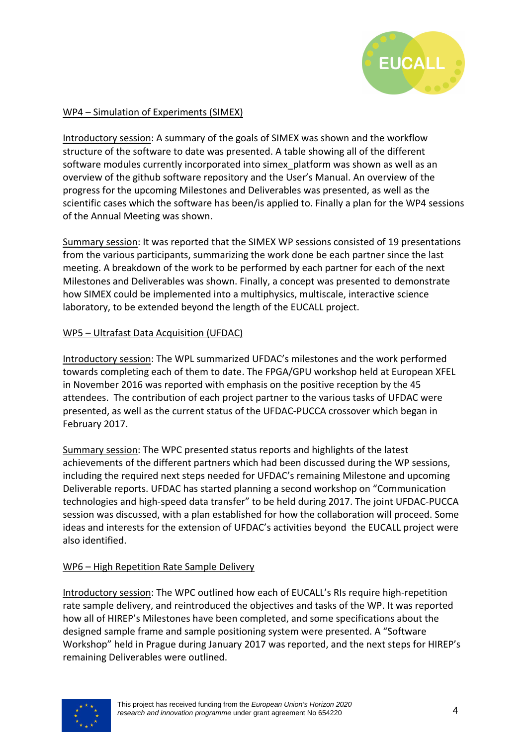WP4 – Simulation of Experiments (SIMEX)

Introductory session: A summary of the goals of SIMEX was shown and the workflow structure of the software to date was presented. A table showing all of the different software modules currently incorporated into simex_platform was shown as well as an overview of the github software repository and the User's Manual. An overview of the progress for the upcoming Milestones and Deliverables was presented, as well as the scientific cases which the software has been/is applied to. Finally a plan for the WP4 sessions of the Annual Meeting was shown.

Summary session: It was reported that the SIMEX WP sessions consisted of 19 presentations from the various participants, summarizing the work done be each partner since the last meeting. A breakdown of the work to be performed by each partner for each of the next Milestones and Deliverables was shown. Finally, a concept was presented to demonstrate how SIMEX could be implemented into a multiphysics, multiscale, interactive science laboratory, to be extended beyond the length of the EUCALL project.

WP5 – Ultrafast Data Acquisition (UFDAC)

Introductory session: The WPL summarized UFDAC's milestones and the work performed towards completing each of them to date. The FPGA/GPU workshop held at European XFEL in November 2016 was reported with emphasis on the positive reception by the 45 attendees. The contribution of each project partner to the various tasks of UFDAC were presented, as well as the current status of the UFDAC-PUCCA crossover which began in February 2017.

Summary session: The WPC presented status reports and highlights of the latest achievements of the different partners which had been discussed during the WP sessions, including the required next steps needed for UFDAC's remaining Milestone and upcoming Deliverable reports. UFDAC has started planning a second workshop on "Communication technologies and high-speed data transfer" to be held during 2017. The joint UFDAC-PUCCA session was discussed, with a plan established for how the collaboration will proceed. Some ideas and interests for the extension of UFDAC's activities beyond the EUCALL project were also identified.

WP6 – High Repetition Rate Sample Delivery

Introductory session: The WPC outlined how each of EUCALL's RIs require high-repetition rate sample delivery, and reintroduced the objectives and tasks of the WP. It was reported how all of HIREP's Milestones have been completed, and some specifications about the designed sample frame and sample positioning system were presented. A "Software Workshop" held in Prague during January 2017 was reported, and the next steps for HIREP's remaining Deliverables were outlined.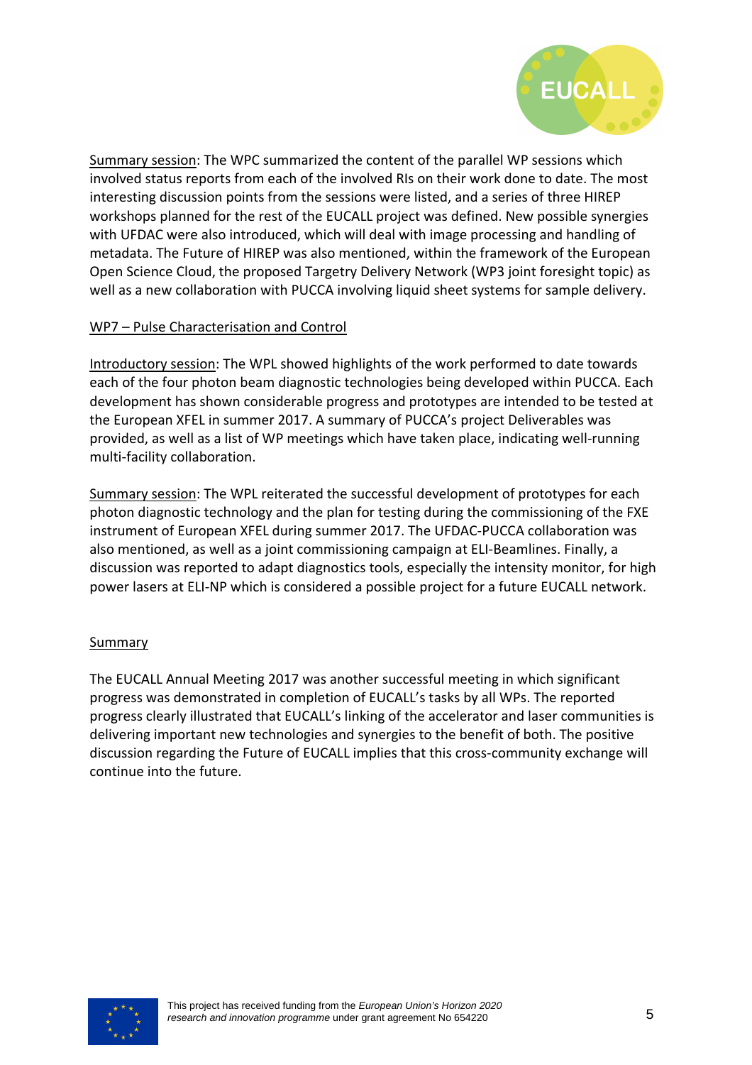Summary session: The WPC summarized the content of the parallel WP sessions which involved status reports from each of the involved RIs on their work done to date. The most interesting discussion points from the sessions were listed, and a series of three HIREP workshops planned for the rest of the EUCALL project was defined. New possible synergies with UFDAC were also introduced, which will deal with image processing and handling of metadata. The Future of HIREP was also mentioned, within the framework of the European Open Science Cloud, the proposed Targetry Delivery Network (WP3 joint foresight topic) as well as a new collaboration with PUCCA involving liquid sheet systems for sample delivery.

## WP7 – Pulse Characterisation and Control

Introductory session: The WPL showed highlights of the work performed to date towards each of the four photon beam diagnostic technologies being developed within PUCCA. Each development has shown considerable progress and prototypes are intended to be tested at the European XFEL in summer 2017. A summary of PUCCA's project Deliverables was provided, as well as a list of WP meetings which have taken place, indicating well-running multi-facility collaboration.

Summary session: The WPL reiterated the successful development of prototypes for each photon diagnostic technology and the plan for testing during the commissioning of the FXE instrument of European XFEL during summer 2017. The UFDAC-PUCCA collaboration was also mentioned, as well as a joint commissioning campaign at ELI-Beamlines. Finally, a discussion was reported to adapt diagnostics tools, especially the intensity monitor, for high power lasers at ELI-NP which is considered a possible project for a future EUCALL network.

## Summary

The EUCALL Annual Meeting 2017 was another successful meeting in which significant progress was demonstrated in completion of EUCALL's tasks by all WPs. The reported progress clearly illustrated that EUCALL's linking of the accelerator and laser communities is delivering important new technologies and synergies to the benefit of both. The positive discussion regarding the Future of EUCALL implies that this cross-community exchange will continue into the future.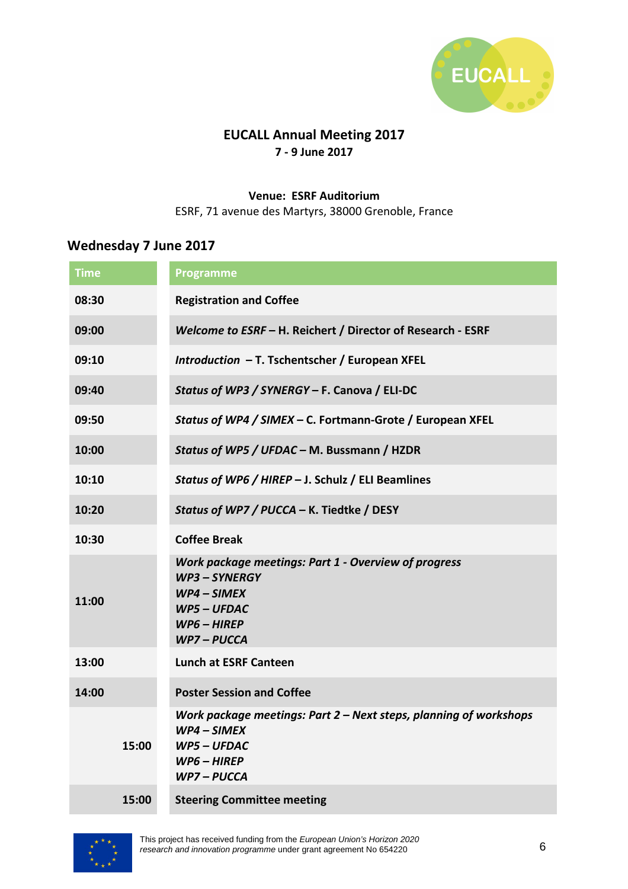# EUCALL Annual Meeting 2017

**7 - 9 June 2017**

**Venue: ESRF Auditorium**

ESRF, 71 avenue des Martyrs, 38000 Grenoble, France

## Wednesday 7 June 2017

| Time | Programme |
|---|---|
| **08:30** | **Registration and Coffee** |
| **09:00** | ***Welcome to ESRF* – H. Reichert / Director of Research - ESRF** |
| **09:10** | ***Introduction* – T. Tschentscher / European XFEL** |
| **09:40** | ***Status of WP3 / SYNERGY* – F. Canova / ELI-DC** |
| **09:50** | ***Status of WP4 / SIMEX* – C. Fortmann-Grote / European XFEL** |
| **10:00** | ***Status of WP5 / UFDAC* – M. Bussmann / HZDR** |
| **10:10** | ***Status of WP6 / HIREP* – J. Schulz / ELI Beamlines** |
| **10:20** | ***Status of WP7 / PUCCA* – K. Tiedtke / DESY** |
| **10:30** | **Coffee Break** |
| **11:00** | ***Work package meetings: Part 1 - Overview of progress*** <br> ***WP3 – SYNERGY*** <br> ***WP4 – SIMEX*** <br> ***WP5 – UFDAC*** <br> ***WP6 – HIREP*** <br> ***WP7 – PUCCA*** |
| **13:00** | **Lunch at ESRF Canteen** |
| **14:00** | **Poster Session and Coffee** |
| **15:00** | ***Work package meetings: Part 2 – Next steps, planning of workshops*** <br> ***WP4 – SIMEX*** <br> ***WP5 – UFDAC*** <br> ***WP6 – HIREP*** <br> ***WP7 – PUCCA*** |
| **15:00** | **Steering Committee meeting** |

This project has received funding from the *European Union's Horizon 2020 research and innovation programme* under grant agreement No 654220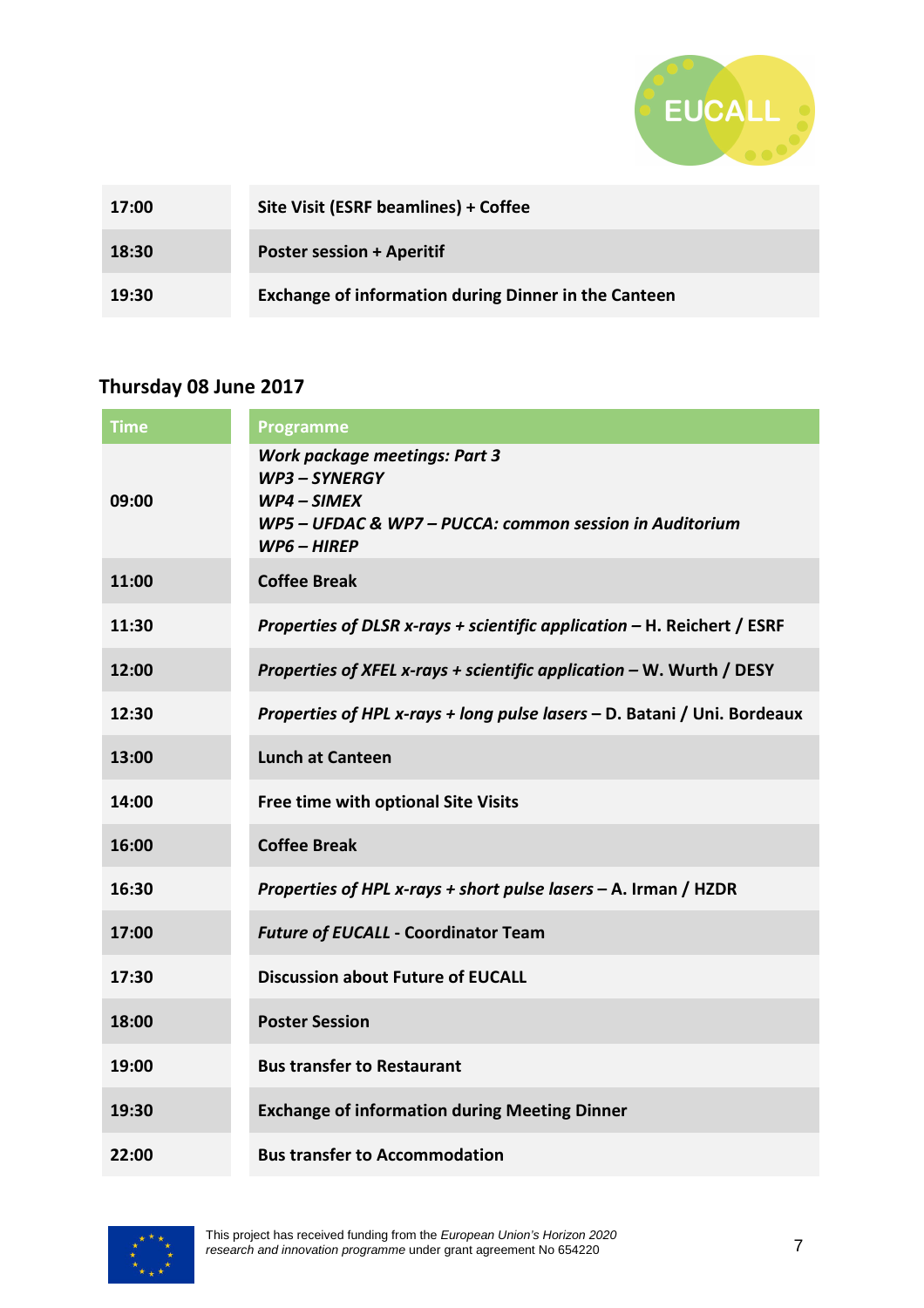| | |
|---|---|
| **17:00** | **Site Visit (ESRF beamlines) + Coffee** |
| **18:30** | **Poster session + Aperitif** |
| **19:30** | **Exchange of information during Dinner in the Canteen** |

## Thursday 08 June 2017

| Time | Programme |
|---|---|
| **09:00** | ***Work package meetings: Part 3***<br>***WP3 – SYNERGY***<br>***WP4 – SIMEX***<br>***WP5 – UFDAC & WP7 – PUCCA: common session in Auditorium***<br>***WP6 – HIREP*** |
| **11:00** | **Coffee Break** |
| **11:30** | ***Properties of DLSR x-rays + scientific application* – H. Reichert / ESRF** |
| **12:00** | ***Properties of XFEL x-rays + scientific application* – W. Wurth / DESY** |
| **12:30** | ***Properties of HPL x-rays + long pulse lasers* – D. Batani / Uni. Bordeaux** |
| **13:00** | **Lunch at Canteen** |
| **14:00** | **Free time with optional Site Visits** |
| **16:00** | **Coffee Break** |
| **16:30** | ***Properties of HPL x-rays + short pulse lasers* – A. Irman / HZDR** |
| **17:00** | ***Future of EUCALL* - Coordinator Team** |
| **17:30** | **Discussion about Future of EUCALL** |
| **18:00** | **Poster Session** |
| **19:00** | **Bus transfer to Restaurant** |
| **19:30** | **Exchange of information during Meeting Dinner** |
| **22:00** | **Bus transfer to Accommodation** |

This project has received funding from the *European Union's Horizon 2020 research and innovation programme* under grant agreement No 654220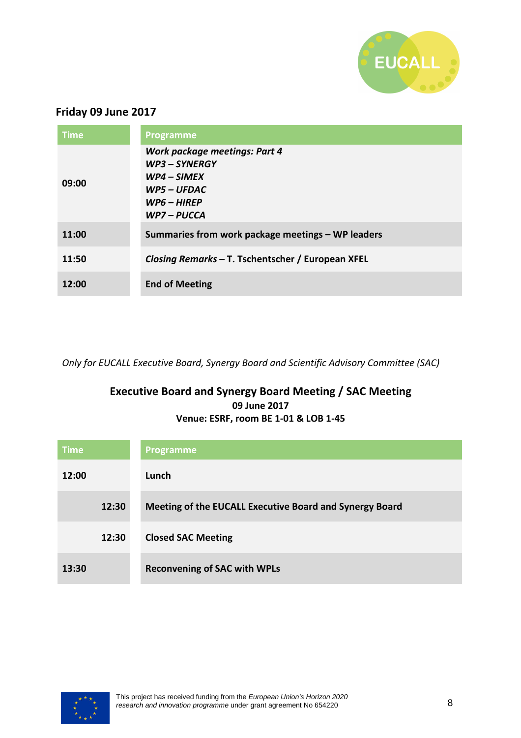**Friday 09 June 2017**

| Time | Programme |
|---|---|
| **09:00** | ***Work package meetings: Part 4***<br>***WP3 – SYNERGY***<br>***WP4 – SIMEX***<br>***WP5 – UFDAC***<br>***WP6 – HIREP***<br>***WP7 – PUCCA*** |
| **11:00** | **Summaries from work package meetings – WP leaders** |
| **11:50** | ***Closing Remarks*** **– T. Tschentscher / European XFEL** |
| **12:00** | **End of Meeting** |

*Only for EUCALL Executive Board, Synergy Board and Scientific Advisory Committee (SAC)*

**Executive Board and Synergy Board Meeting / SAC Meeting**
**09 June 2017**
**Venue: ESRF, room BE 1-01 & LOB 1-45**

| Time | Programme |
|---|---|
| **12:00** | **Lunch** |
| **12:30** | **Meeting of the EUCALL Executive Board and Synergy Board** |
| **12:30** | **Closed SAC Meeting** |
| **13:30** | **Reconvening of SAC with WPLs** |

This project has received funding from the *European Union's Horizon 2020 research and innovation programme* under grant agreement No 654220